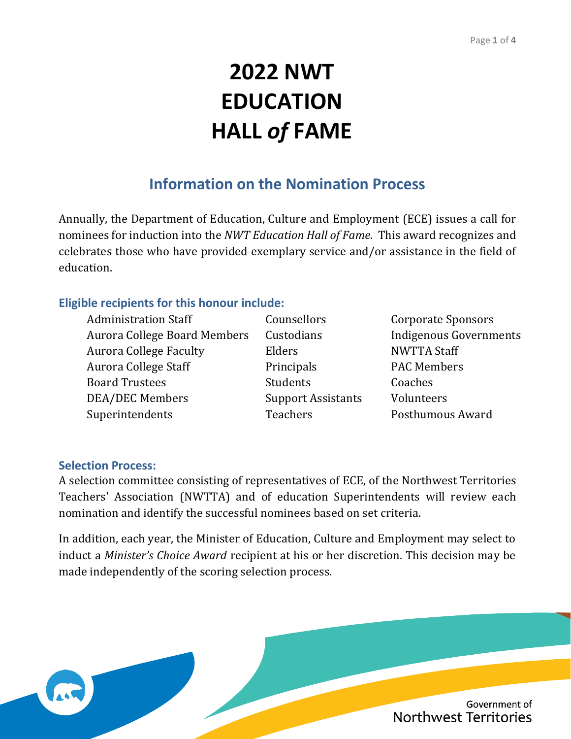# 2022 NWT EDUCATION HALL *of* FAME

## Information on the Nomination Process

Annually, the Department of Education, Culture and Employment (ECE) issues a call for nominees for induction into the *NWT Education Hall of Fame*. This award recognizes and celebrates those who have provided exemplary service and/or assistance in the field of education.

### Eligible recipients for this honour include:

- Administration Staff
- Aurora College Board Members
- Aurora College Faculty
- Aurora College Staff
- Board Trustees
- DEA/DEC Members
- Superintendents
- Counsellors
- Custodians
- Elders
- Principals
- Students
- Support Assistants
- Teachers
- Corporate Sponsors
- Indigenous Governments
- NWTTA Staff
- PAC Members
- Coaches
- Volunteers
- Posthumous Award

### Selection Process:

A selection committee consisting of representatives of ECE, of the Northwest Territories Teachers' Association (NWTTA) and of education Superintendents will review each nomination and identify the successful nominees based on set criteria.

In addition, each year, the Minister of Education, Culture and Employment may select to induct a *Minister's Choice Award* recipient at his or her discretion. This decision may be made independently of the scoring selection process.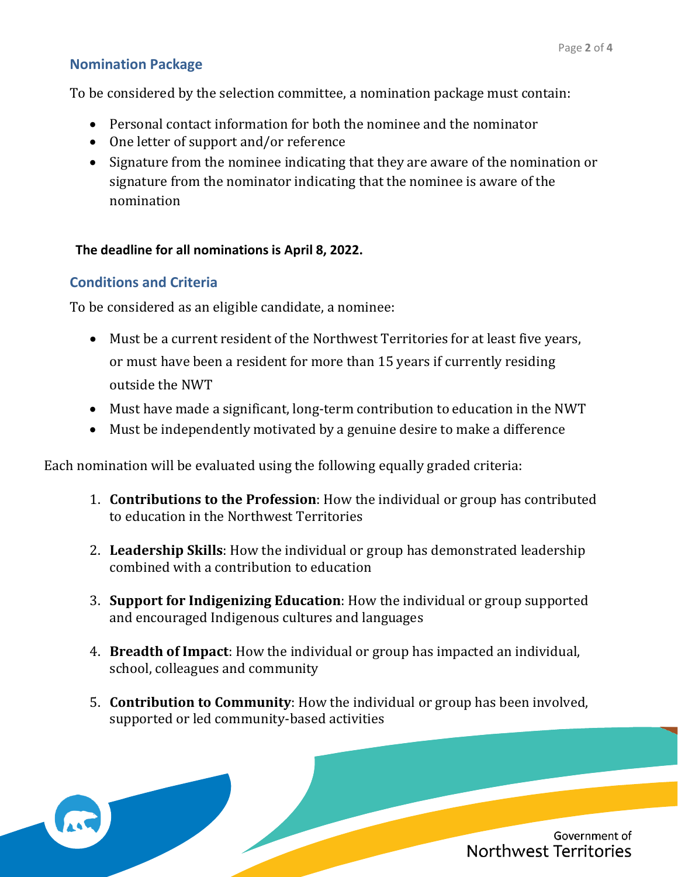## Nomination Package

To be considered by the selection committee, a nomination package must contain:

- Personal contact information for both the nominee and the nominator
- One letter of support and/or reference
- Signature from the nominee indicating that they are aware of the nomination or signature from the nominator indicating that the nominee is aware of the nomination

**The deadline for all nominations is April 8, 2022.**

## Conditions and Criteria

To be considered as an eligible candidate, a nominee:

- Must be a current resident of the Northwest Territories for at least five years, or must have been a resident for more than 15 years if currently residing outside the NWT
- Must have made a significant, long-term contribution to education in the NWT
- Must be independently motivated by a genuine desire to make a difference

Each nomination will be evaluated using the following equally graded criteria:

1. **Contributions to the Profession**: How the individual or group has contributed to education in the Northwest Territories

2. **Leadership Skills**: How the individual or group has demonstrated leadership combined with a contribution to education

3. **Support for Indigenizing Education**: How the individual or group supported and encouraged Indigenous cultures and languages

4. **Breadth of Impact**: How the individual or group has impacted an individual, school, colleagues and community

5. **Contribution to Community**: How the individual or group has been involved, supported or led community-based activities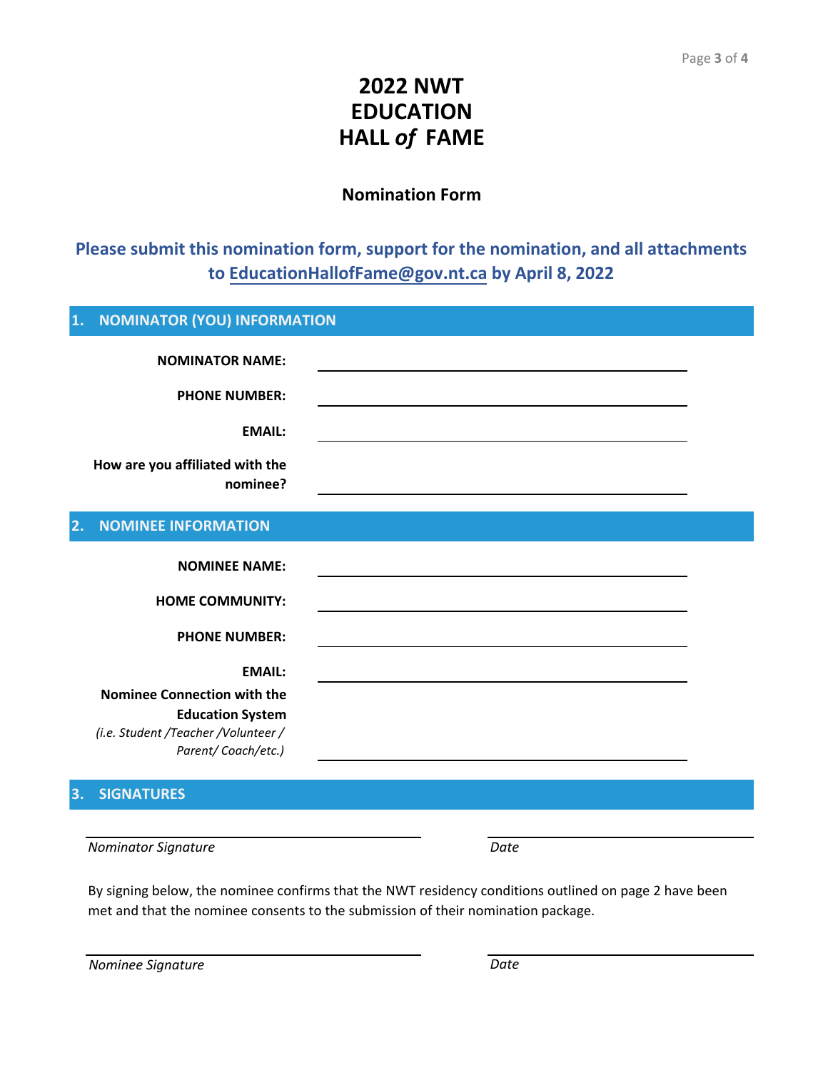# 2022 NWT EDUCATION HALL *of* FAME

## Nomination Form

**Please submit this nomination form, support for the nomination, and all attachments to EducationHallofFame@gov.nt.ca by April 8, 2022**

### 1. NOMINATOR (YOU) INFORMATION

**NOMINATOR NAME:** ______________________________

**PHONE NUMBER:** ______________________________

**EMAIL:** ______________________________

**How are you affiliated with the nominee?** ______________________________

### 2. NOMINEE INFORMATION

**NOMINEE NAME:** ______________________________

**HOME COMMUNITY:** ______________________________

**PHONE NUMBER:** ______________________________

**EMAIL:** ______________________________

**Nominee Connection with the Education System**
*(i.e. Student /Teacher /Volunteer / Parent/ Coach/etc.)* ______________________________

### 3. SIGNATURES

______________________________ ______________________________
*Nominator Signature* *Date*

By signing below, the nominee confirms that the NWT residency conditions outlined on page 2 have been met and that the nominee consents to the submission of their nomination package.

______________________________ ______________________________
*Nominee Signature* *Date*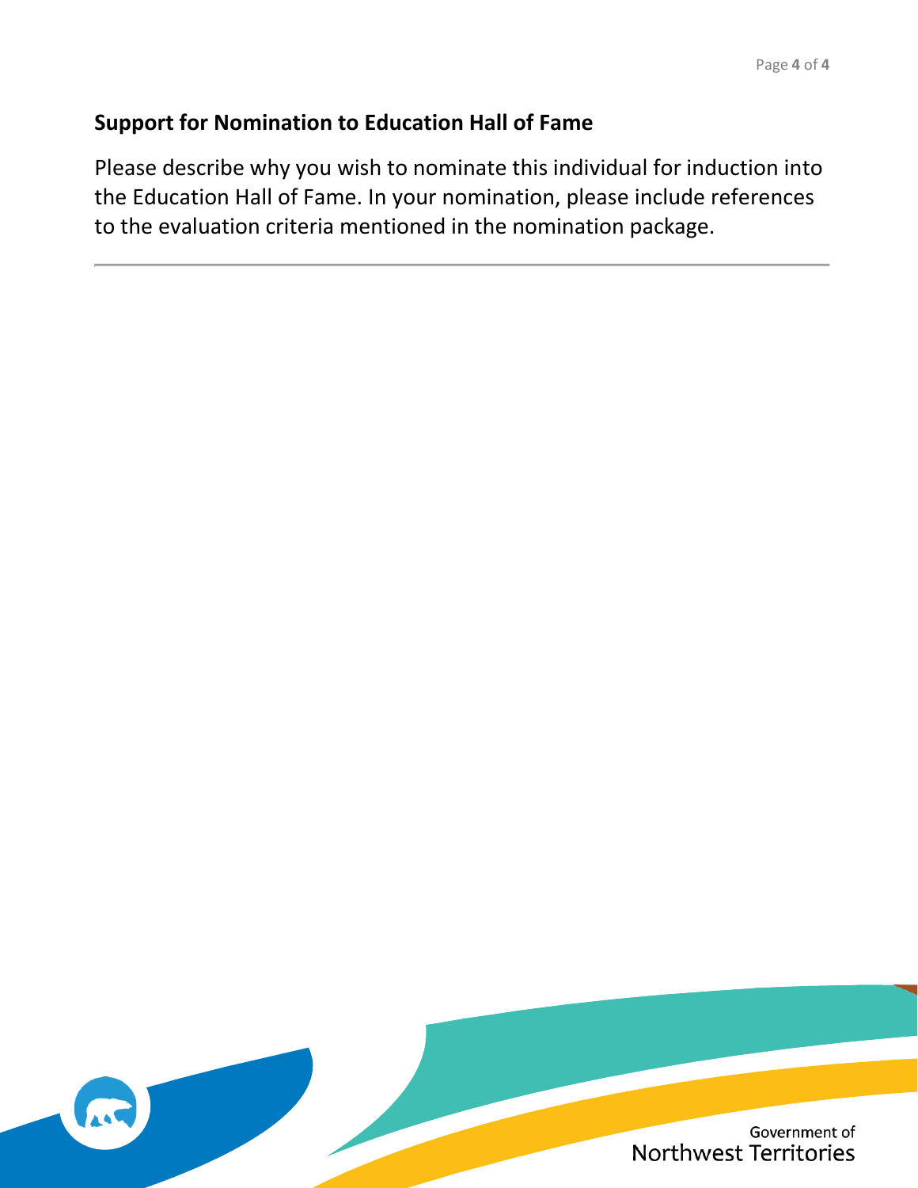## Support for Nomination to Education Hall of Fame

Please describe why you wish to nominate this individual for induction into the Education Hall of Fame. In your nomination, please include references to the evaluation criteria mentioned in the nomination package.

---

Government of Northwest Territories